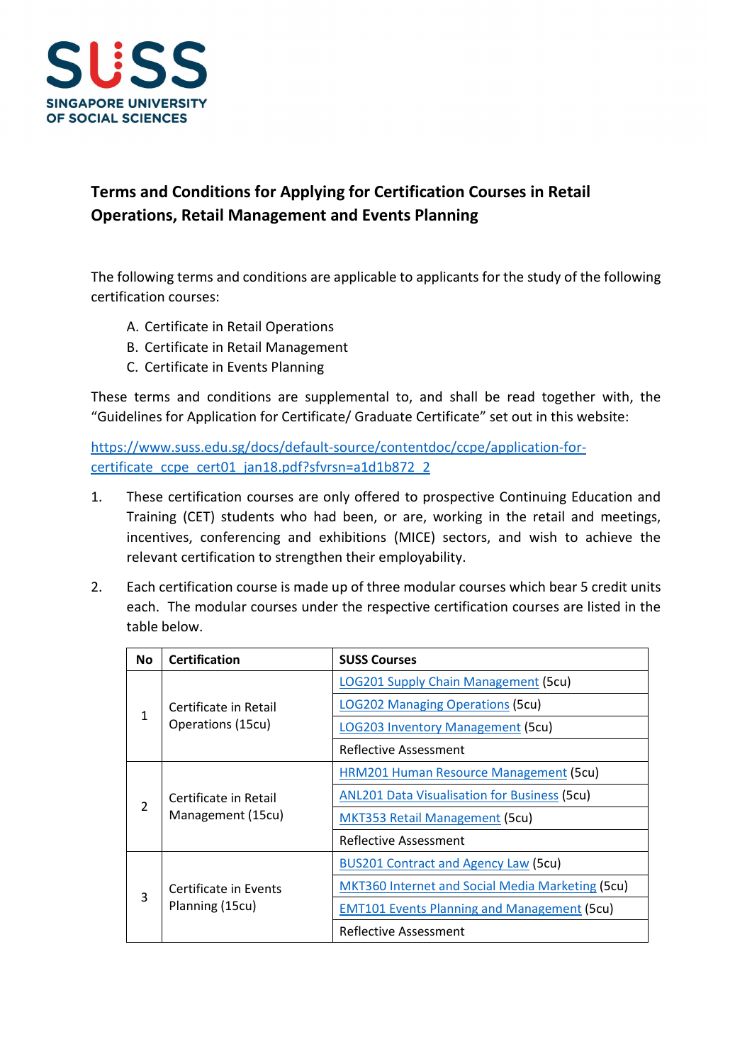SUSS
SINGAPORE UNIVERSITY OF SOCIAL SCIENCES

## Terms and Conditions for Applying for Certification Courses in Retail Operations, Retail Management and Events Planning

The following terms and conditions are applicable to applicants for the study of the following certification courses:

A. Certificate in Retail Operations
B. Certificate in Retail Management
C. Certificate in Events Planning

These terms and conditions are supplemental to, and shall be read together with, the "Guidelines for Application for Certificate/ Graduate Certificate" set out in this website:

https://www.suss.edu.sg/docs/default-source/contentdoc/ccpe/application-for-certificate_ccpe_cert01_jan18.pdf?sfvrsn=a1d1b872_2

1. These certification courses are only offered to prospective Continuing Education and Training (CET) students who had been, or are, working in the retail and meetings, incentives, conferencing and exhibitions (MICE) sectors, and wish to achieve the relevant certification to strengthen their employability.

2. Each certification course is made up of three modular courses which bear 5 credit units each. The modular courses under the respective certification courses are listed in the table below.

| No | Certification | SUSS Courses |
|---|---|---|
| 1 | Certificate in Retail Operations (15cu) | LOG201 Supply Chain Management (5cu) |
| | | LOG202 Managing Operations (5cu) |
| | | LOG203 Inventory Management (5cu) |
| | | Reflective Assessment |
| 2 | Certificate in Retail Management (15cu) | HRM201 Human Resource Management (5cu) |
| | | ANL201 Data Visualisation for Business (5cu) |
| | | MKT353 Retail Management (5cu) |
| | | Reflective Assessment |
| 3 | Certificate in Events Planning (15cu) | BUS201 Contract and Agency Law (5cu) |
| | | MKT360 Internet and Social Media Marketing (5cu) |
| | | EMT101 Events Planning and Management (5cu) |
| | | Reflective Assessment |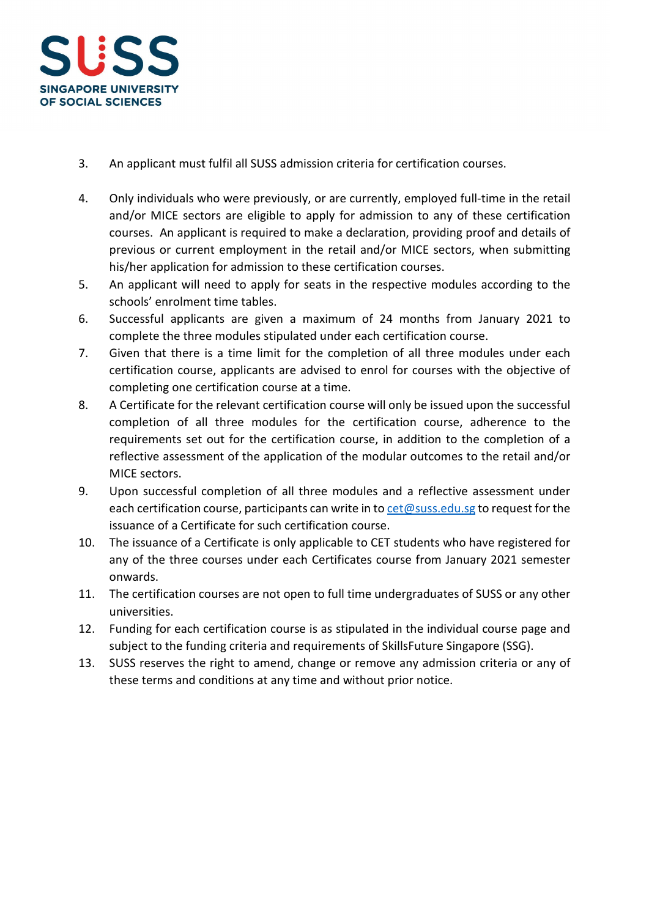3. An applicant must fulfil all SUSS admission criteria for certification courses.

4. Only individuals who were previously, or are currently, employed full-time in the retail and/or MICE sectors are eligible to apply for admission to any of these certification courses. An applicant is required to make a declaration, providing proof and details of previous or current employment in the retail and/or MICE sectors, when submitting his/her application for admission to these certification courses.
5. An applicant will need to apply for seats in the respective modules according to the schools' enrolment time tables.
6. Successful applicants are given a maximum of 24 months from January 2021 to complete the three modules stipulated under each certification course.
7. Given that there is a time limit for the completion of all three modules under each certification course, applicants are advised to enrol for courses with the objective of completing one certification course at a time.
8. A Certificate for the relevant certification course will only be issued upon the successful completion of all three modules for the certification course, adherence to the requirements set out for the certification course, in addition to the completion of a reflective assessment of the application of the modular outcomes to the retail and/or MICE sectors.
9. Upon successful completion of all three modules and a reflective assessment under each certification course, participants can write in to cet@suss.edu.sg to request for the issuance of a Certificate for such certification course.
10. The issuance of a Certificate is only applicable to CET students who have registered for any of the three courses under each Certificates course from January 2021 semester onwards.
11. The certification courses are not open to full time undergraduates of SUSS or any other universities.
12. Funding for each certification course is as stipulated in the individual course page and subject to the funding criteria and requirements of SkillsFuture Singapore (SSG).
13. SUSS reserves the right to amend, change or remove any admission criteria or any of these terms and conditions at any time and without prior notice.